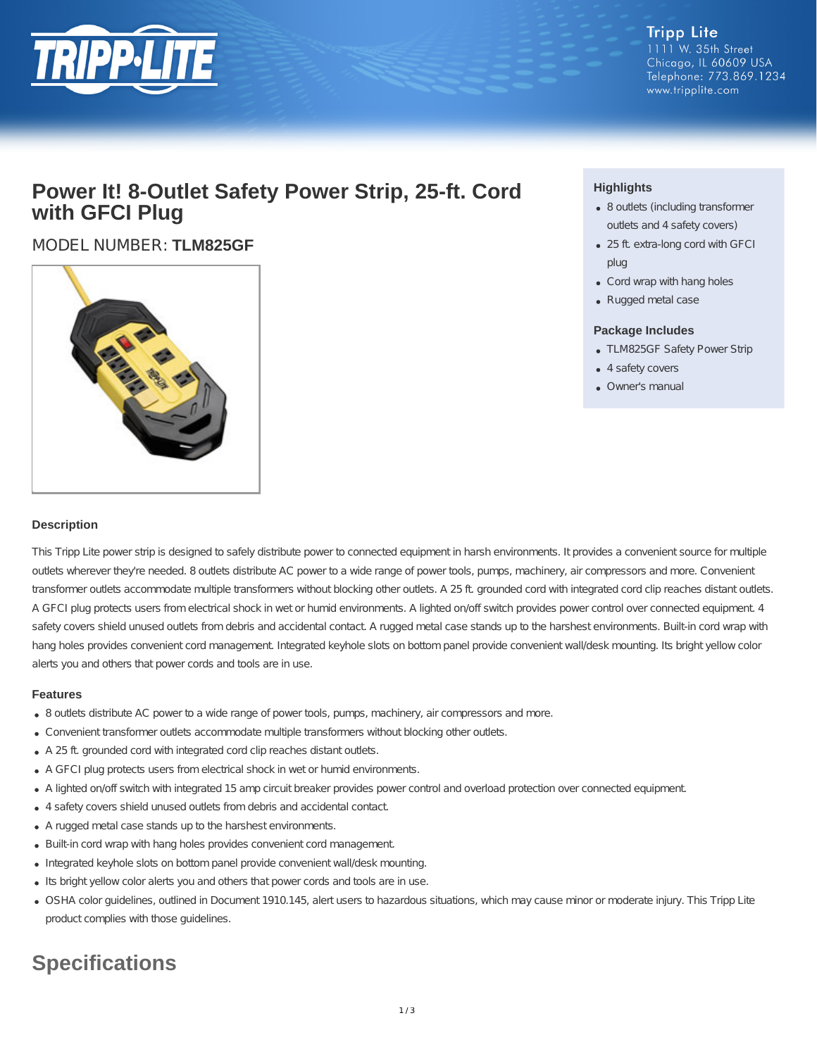Tripp Lite
1111 W. 35th Street
Chicago, IL 60609 USA
Telephone: 773.869.1234
www.tripplite.com

# Power It! 8-Outlet Safety Power Strip, 25-ft. Cord with GFCI Plug

MODEL NUMBER: **TLM825GF**

### Highlights

- 8 outlets (including transformer outlets and 4 safety covers)
- 25 ft. extra-long cord with GFCI plug
- Cord wrap with hang holes
- Rugged metal case

### Package Includes

- TLM825GF Safety Power Strip
- 4 safety covers
- Owner's manual

### Description

This Tripp Lite power strip is designed to safely distribute power to connected equipment in harsh environments. It provides a convenient source for multiple outlets wherever they're needed. 8 outlets distribute AC power to a wide range of power tools, pumps, machinery, air compressors and more. Convenient transformer outlets accommodate multiple transformers without blocking other outlets. A 25 ft. grounded cord with integrated cord clip reaches distant outlets. A GFCI plug protects users from electrical shock in wet or humid environments. A lighted on/off switch provides power control over connected equipment. 4 safety covers shield unused outlets from debris and accidental contact. A rugged metal case stands up to the harshest environments. Built-in cord wrap with hang holes provides convenient cord management. Integrated keyhole slots on bottom panel provide convenient wall/desk mounting. Its bright yellow color alerts you and others that power cords and tools are in use.

### Features

- 8 outlets distribute AC power to a wide range of power tools, pumps, machinery, air compressors and more.
- Convenient transformer outlets accommodate multiple transformers without blocking other outlets.
- A 25 ft. grounded cord with integrated cord clip reaches distant outlets.
- A GFCI plug protects users from electrical shock in wet or humid environments.
- A lighted on/off switch with integrated 15 amp circuit breaker provides power control and overload protection over connected equipment.
- 4 safety covers shield unused outlets from debris and accidental contact.
- A rugged metal case stands up to the harshest environments.
- Built-in cord wrap with hang holes provides convenient cord management.
- Integrated keyhole slots on bottom panel provide convenient wall/desk mounting.
- Its bright yellow color alerts you and others that power cords and tools are in use.
- OSHA color guidelines, outlined in Document 1910.145, alert users to hazardous situations, which may cause minor or moderate injury. This Tripp Lite product complies with those guidelines.

## Specifications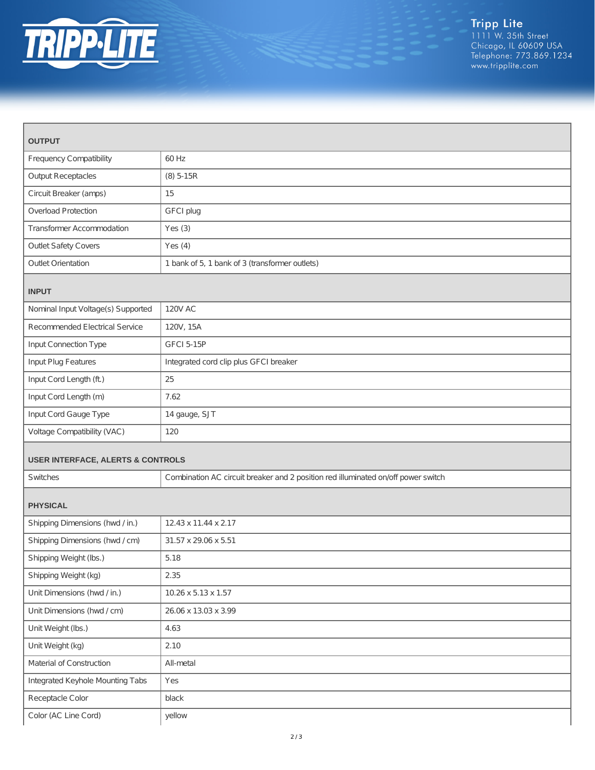| OUTPUT | |
|---|---|
| Frequency Compatibility | 60 Hz |
| Output Receptacles | (8) 5-15R |
| Circuit Breaker (amps) | 15 |
| Overload Protection | GFCI plug |
| Transformer Accommodation | Yes (3) |
| Outlet Safety Covers | Yes (4) |
| Outlet Orientation | 1 bank of 5, 1 bank of 3 (transformer outlets) |
| **INPUT** | |
| Nominal Input Voltage(s) Supported | 120V AC |
| Recommended Electrical Service | 120V, 15A |
| Input Connection Type | GFCI 5-15P |
| Input Plug Features | Integrated cord clip plus GFCI breaker |
| Input Cord Length (ft.) | 25 |
| Input Cord Length (m) | 7.62 |
| Input Cord Gauge Type | 14 gauge, SJT |
| Voltage Compatibility (VAC) | 120 |
| **USER INTERFACE, ALERTS & CONTROLS** | |
| Switches | Combination AC circuit breaker and 2 position red illuminated on/off power switch |
| **PHYSICAL** | |
| Shipping Dimensions (hwd / in.) | 12.43 x 11.44 x 2.17 |
| Shipping Dimensions (hwd / cm) | 31.57 x 29.06 x 5.51 |
| Shipping Weight (lbs.) | 5.18 |
| Shipping Weight (kg) | 2.35 |
| Unit Dimensions (hwd / in.) | 10.26 x 5.13 x 1.57 |
| Unit Dimensions (hwd / cm) | 26.06 x 13.03 x 3.99 |
| Unit Weight (lbs.) | 4.63 |
| Unit Weight (kg) | 2.10 |
| Material of Construction | All-metal |
| Integrated Keyhole Mounting Tabs | Yes |
| Receptacle Color | black |
| Color (AC Line Cord) | yellow |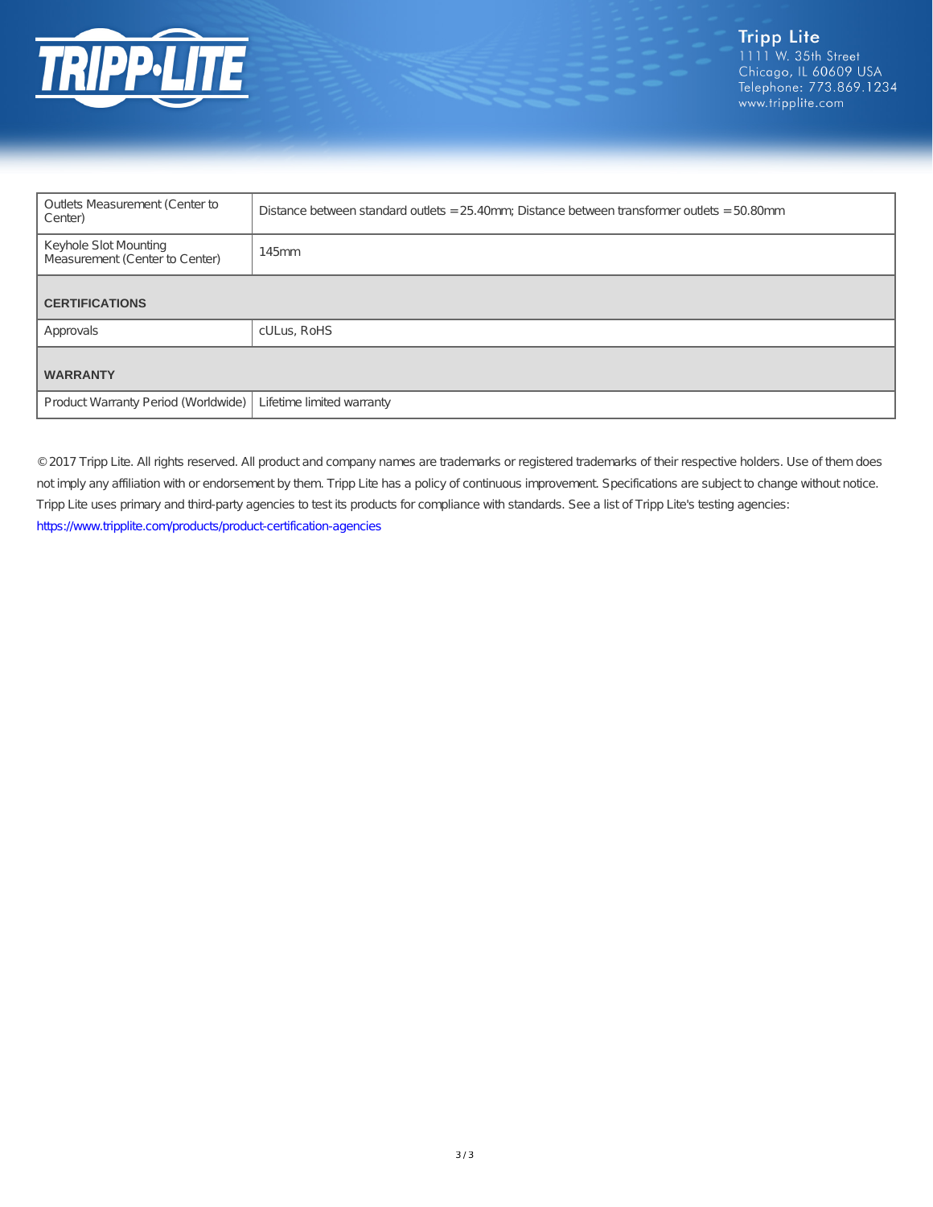| | |
|---|---|
| Outlets Measurement (Center to Center) | Distance between standard outlets = 25.40mm; Distance between transformer outlets = 50.80mm |
| Keyhole Slot Mounting Measurement (Center to Center) | 145mm |
| **CERTIFICATIONS** | |
| Approvals | cULus, RoHS |
| **WARRANTY** | |
| Product Warranty Period (Worldwide) | Lifetime limited warranty |

© 2017 Tripp Lite. All rights reserved. All product and company names are trademarks or registered trademarks of their respective holders. Use of them does not imply any affiliation with or endorsement by them. Tripp Lite has a policy of continuous improvement. Specifications are subject to change without notice. Tripp Lite uses primary and third-party agencies to test its products for compliance with standards. See a list of Tripp Lite's testing agencies: https://www.tripplite.com/products/product-certification-agencies